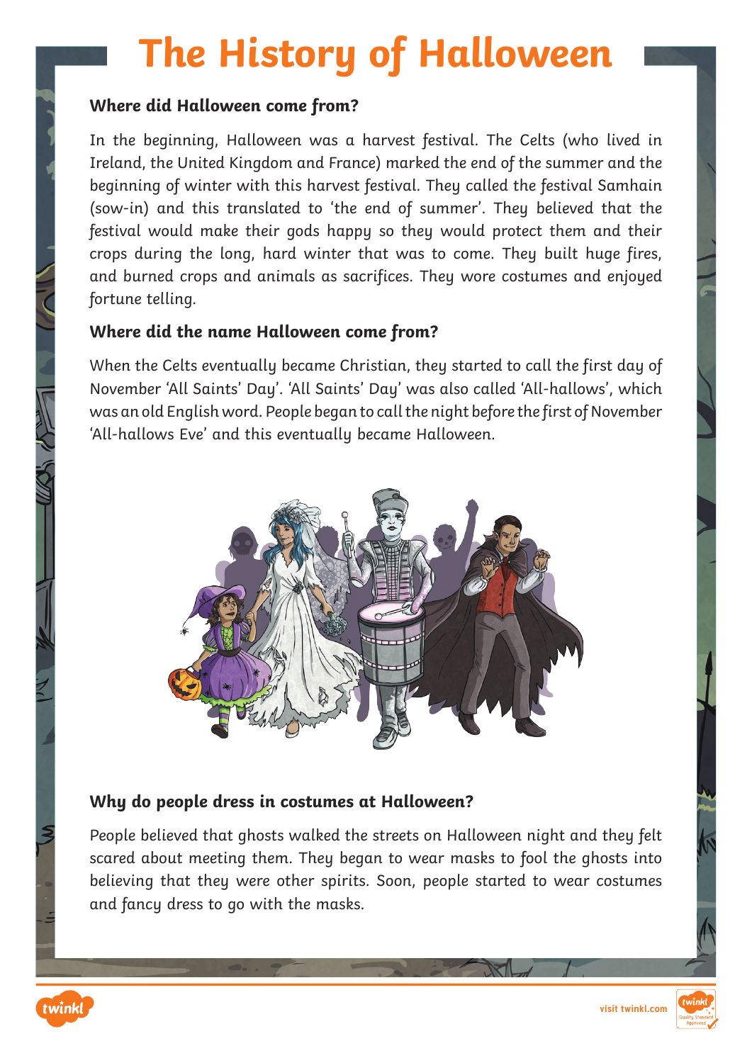# The History of Halloween

### Where did Halloween come from?

In the beginning, Halloween was a harvest festival. The Celts (who lived in Ireland, the United Kingdom and France) marked the end of the summer and the beginning of winter with this harvest festival. They called the festival Samhain (sow-in) and this translated to 'the end of summer'. They believed that the festival would make their gods happy so they would protect them and their crops during the long, hard winter that was to come. They built huge fires, and burned crops and animals as sacrifices. They wore costumes and enjoyed fortune telling.

### Where did the name Halloween come from?

When the Celts eventually became Christian, they started to call the first day of November 'All Saints' Day'. 'All Saints' Day' was also called 'All-hallows', which was an old English word. People began to call the night before the first of November 'All-hallows Eve' and this eventually became Halloween.

### Why do people dress in costumes at Halloween?

People believed that ghosts walked the streets on Halloween night and they felt scared about meeting them. They began to wear masks to fool the ghosts into believing that they were other spirits. Soon, people started to wear costumes and fancy dress to go with the masks.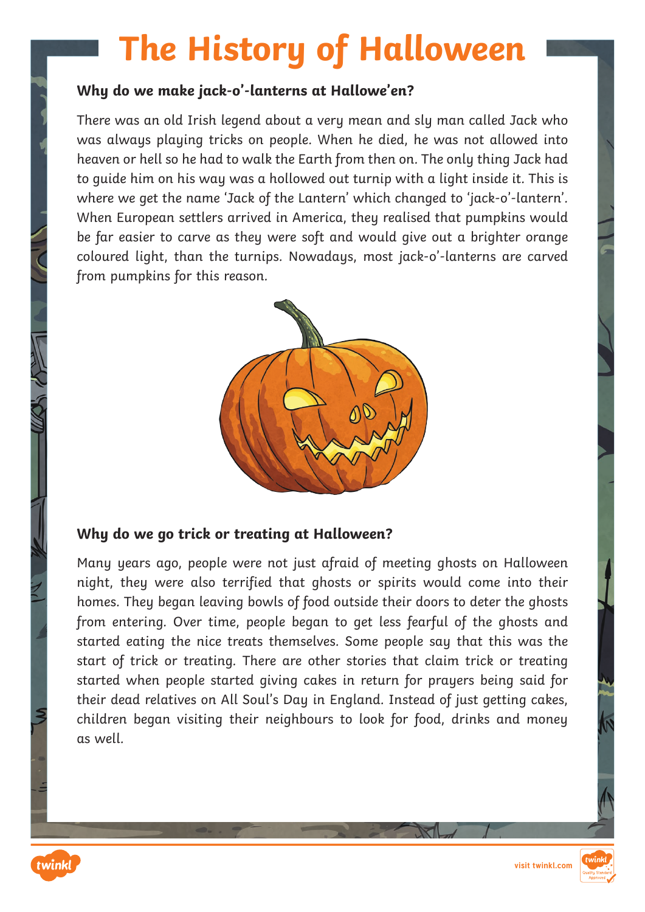# The History of Halloween

**Why do we make jack-o'-lanterns at Hallowe'en?**

There was an old Irish legend about a very mean and sly man called Jack who was always playing tricks on people. When he died, he was not allowed into heaven or hell so he had to walk the Earth from then on. The only thing Jack had to guide him on his way was a hollowed out turnip with a light inside it. This is where we get the name 'Jack of the Lantern' which changed to 'jack-o'-lantern'. When European settlers arrived in America, they realised that pumpkins would be far easier to carve as they were soft and would give out a brighter orange coloured light, than the turnips. Nowadays, most jack-o'-lanterns are carved from pumpkins for this reason.

**Why do we go trick or treating at Halloween?**

Many years ago, people were not just afraid of meeting ghosts on Halloween night, they were also terrified that ghosts or spirits would come into their homes. They began leaving bowls of food outside their doors to deter the ghosts from entering. Over time, people began to get less fearful of the ghosts and started eating the nice treats themselves. Some people say that this was the start of trick or treating. There are other stories that claim trick or treating started when people started giving cakes in return for prayers being said for their dead relatives on All Soul's Day in England. Instead of just getting cakes, children began visiting their neighbours to look for food, drinks and money as well.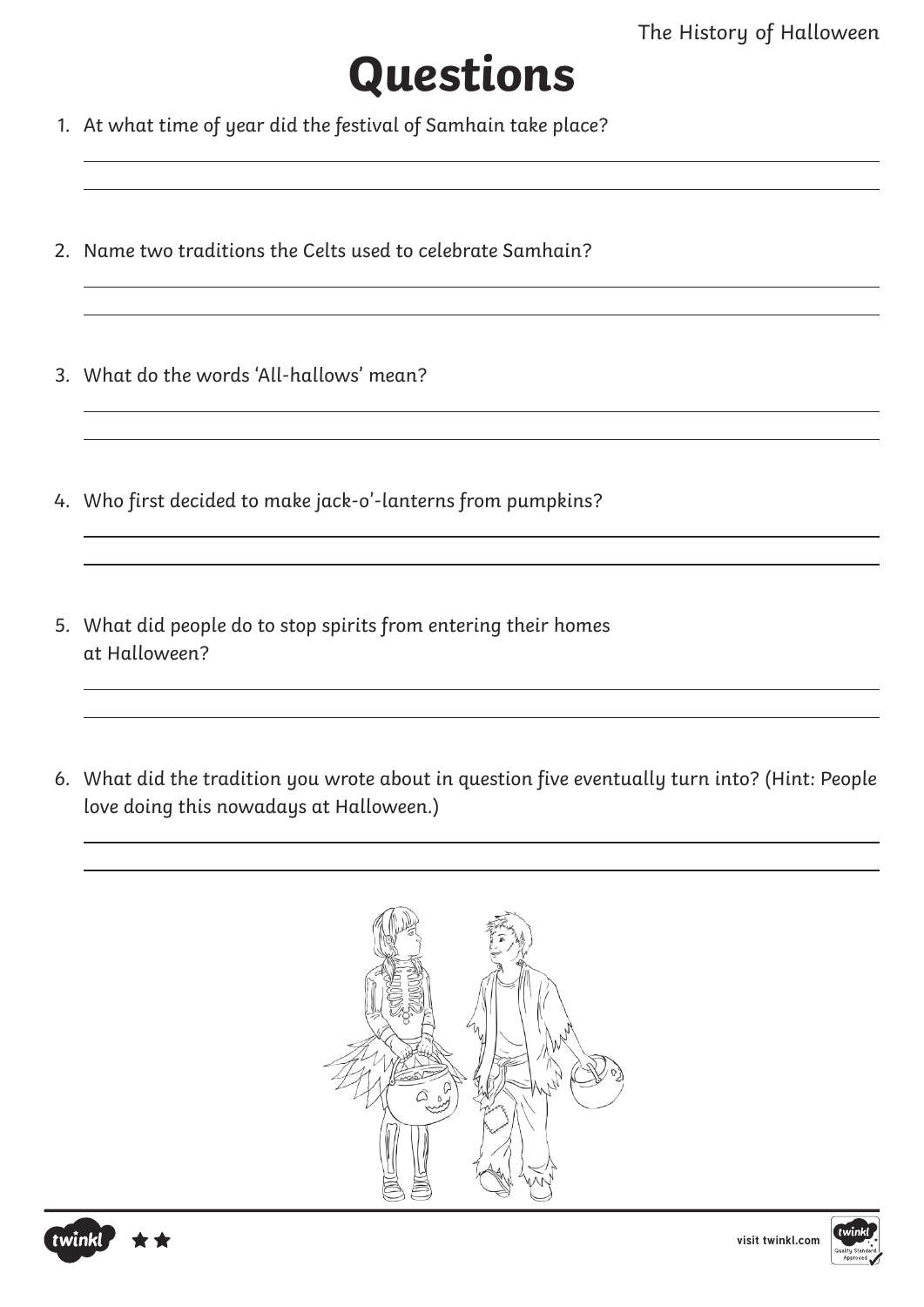# Questions

1. At what time of year did the festival of Samhain take place?

2. Name two traditions the Celts used to celebrate Samhain?

3. What do the words 'All-hallows' mean?

4. Who first decided to make jack-o'-lanterns from pumpkins?

5. What did people do to stop spirits from entering their homes at Halloween?

6. What did the tradition you wrote about in question five eventually turn into? (Hint: People love doing this nowadays at Halloween.)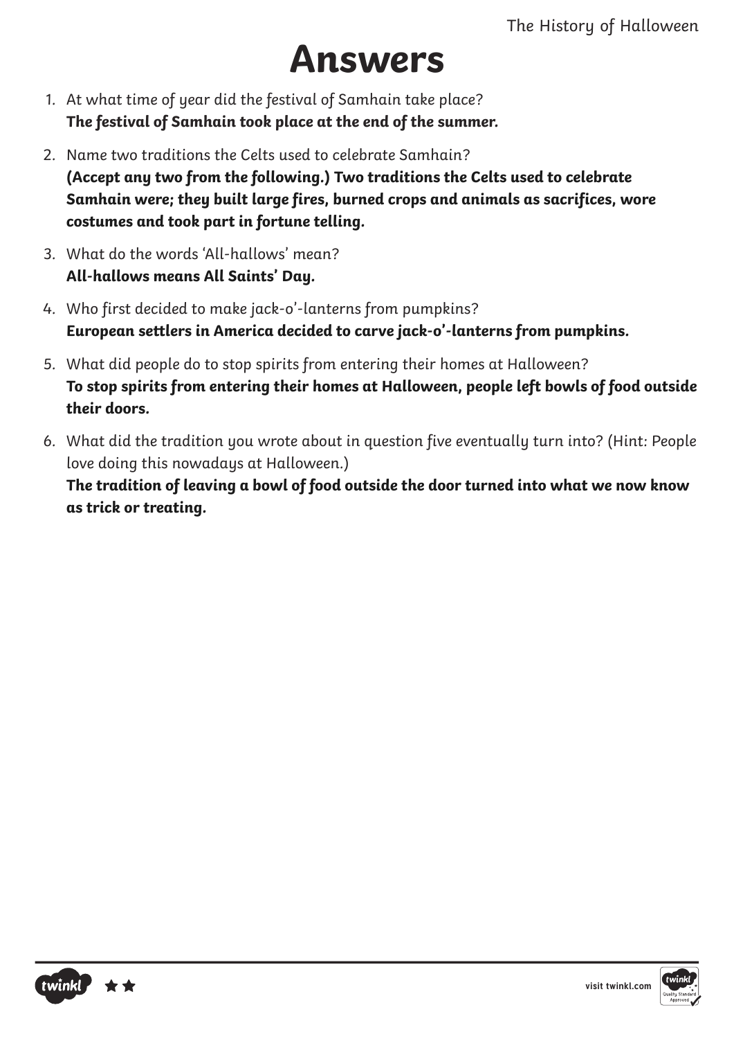# Answers

1. At what time of year did the festival of Samhain take place?
   **The festival of Samhain took place at the end of the summer.**

2. Name two traditions the Celts used to celebrate Samhain?
   **(Accept any two from the following.) Two traditions the Celts used to celebrate Samhain were; they built large fires, burned crops and animals as sacrifices, wore costumes and took part in fortune telling.**

3. What do the words 'All-hallows' mean?
   **All-hallows means All Saints' Day.**

4. Who first decided to make jack-o'-lanterns from pumpkins?
   **European settlers in America decided to carve jack-o'-lanterns from pumpkins.**

5. What did people do to stop spirits from entering their homes at Halloween?
   **To stop spirits from entering their homes at Halloween, people left bowls of food outside their doors.**

6. What did the tradition you wrote about in question five eventually turn into? (Hint: People love doing this nowadays at Halloween.)
   **The tradition of leaving a bowl of food outside the door turned into what we now know as trick or treating.**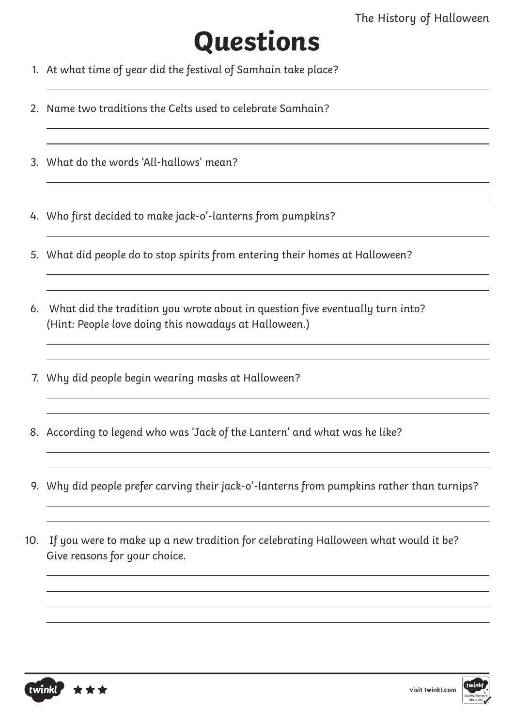# Questions

1. At what time of year did the festival of Samhain take place?
2. Name two traditions the Celts used to celebrate Samhain?
3. What do the words 'All-hallows' mean?
4. Who first decided to make jack-o'-lanterns from pumpkins?
5. What did people do to stop spirits from entering their homes at Halloween?
6. What did the tradition you wrote about in question five eventually turn into? (Hint: People love doing this nowadays at Halloween.)
7. Why did people begin wearing masks at Halloween?
8. According to legend who was 'Jack of the Lantern' and what was he like?
9. Why did people prefer carving their jack-o'-lanterns from pumpkins rather than turnips?
10. If you were to make up a new tradition for celebrating Halloween what would it be? Give reasons for your choice.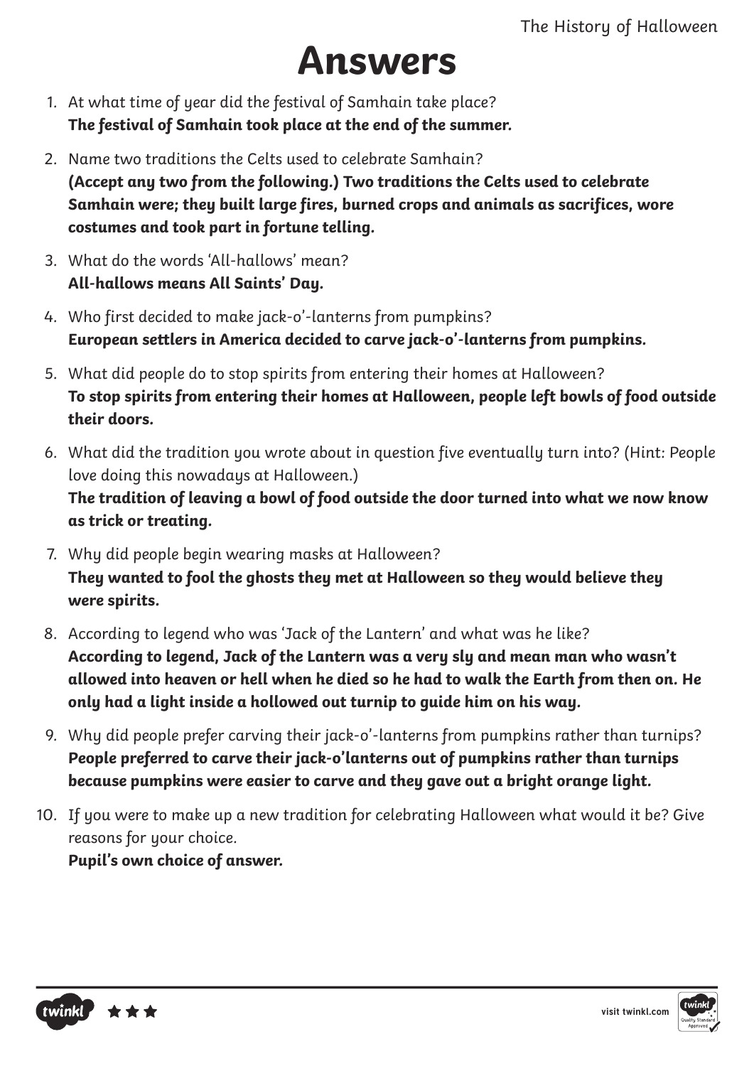# Answers

1. At what time of year did the festival of Samhain take place?
   **The festival of Samhain took place at the end of the summer.**

2. Name two traditions the Celts used to celebrate Samhain?
   **(Accept any two from the following.) Two traditions the Celts used to celebrate Samhain were; they built large fires, burned crops and animals as sacrifices, wore costumes and took part in fortune telling.**

3. What do the words 'All-hallows' mean?
   **All-hallows means All Saints' Day.**

4. Who first decided to make jack-o'-lanterns from pumpkins?
   **European settlers in America decided to carve jack-o'-lanterns from pumpkins.**

5. What did people do to stop spirits from entering their homes at Halloween?
   **To stop spirits from entering their homes at Halloween, people left bowls of food outside their doors.**

6. What did the tradition you wrote about in question five eventually turn into? (Hint: People love doing this nowadays at Halloween.)
   **The tradition of leaving a bowl of food outside the door turned into what we now know as trick or treating.**

7. Why did people begin wearing masks at Halloween?
   **They wanted to fool the ghosts they met at Halloween so they would believe they were spirits.**

8. According to legend who was 'Jack of the Lantern' and what was he like?
   **According to legend, Jack of the Lantern was a very sly and mean man who wasn't allowed into heaven or hell when he died so he had to walk the Earth from then on. He only had a light inside a hollowed out turnip to guide him on his way.**

9. Why did people prefer carving their jack-o'-lanterns from pumpkins rather than turnips?
   **People preferred to carve their jack-o'lanterns out of pumpkins rather than turnips because pumpkins were easier to carve and they gave out a bright orange light.**

10. If you were to make up a new tradition for celebrating Halloween what would it be? Give reasons for your choice.
    **Pupil's own choice of answer.**